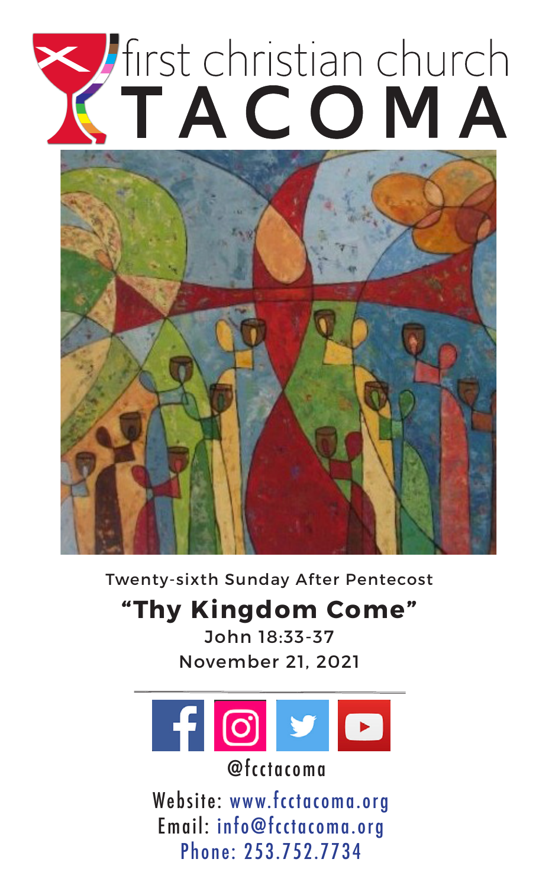# first christian church TACOMA

Twenty-sixth Sunday After Pentecost

## "Thy Kingdom Come"

John 18:33-37

November 21, 2021

@fcctacoma

Website: www.fcctacoma.org

Email: info@fcctacoma.org

Phone: 253.752.7734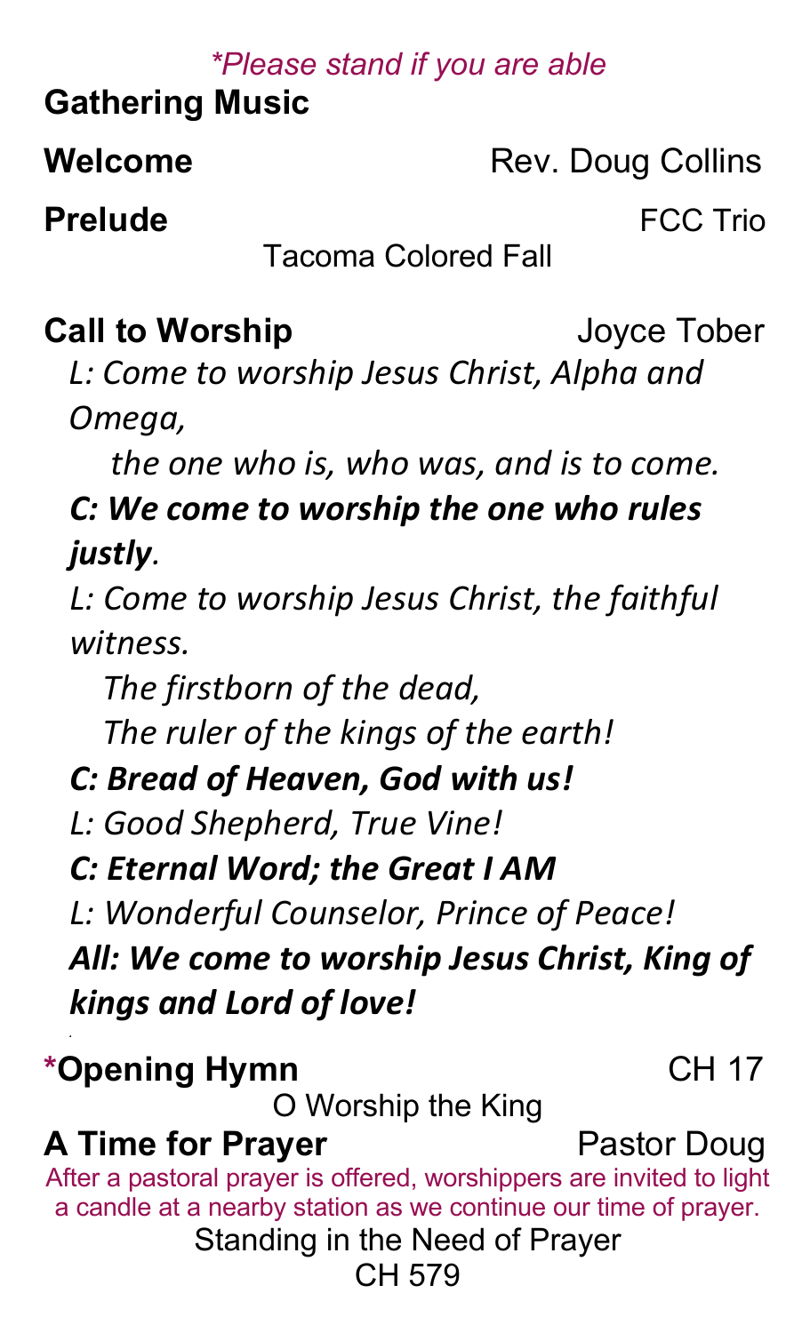*Please stand if you are able*

**Gathering Music**

**Welcome** Rev. Doug Collins

**Prelude** FCC Trio

Tacoma Colored Fall

**Call to Worship** Joyce Tober

*L: Come to worship Jesus Christ, Alpha and Omega,*
*the one who is, who was, and is to come.*

***C: We come to worship the one who rules justly.***

*L: Come to worship Jesus Christ, the faithful witness.*
*The firstborn of the dead,*
*The ruler of the kings of the earth!*

***C: Bread of Heaven, God with us!***

*L: Good Shepherd, True Vine!*

***C: Eternal Word; the Great I AM***

*L: Wonderful Counselor, Prince of Peace!*

***All: We come to worship Jesus Christ, King of kings and Lord of love!***

**\*Opening Hymn** CH 17

O Worship the King

**A Time for Prayer** Pastor Doug

After a pastoral prayer is offered, worshippers are invited to light a candle at a nearby station as we continue our time of prayer.

Standing in the Need of Prayer
CH 579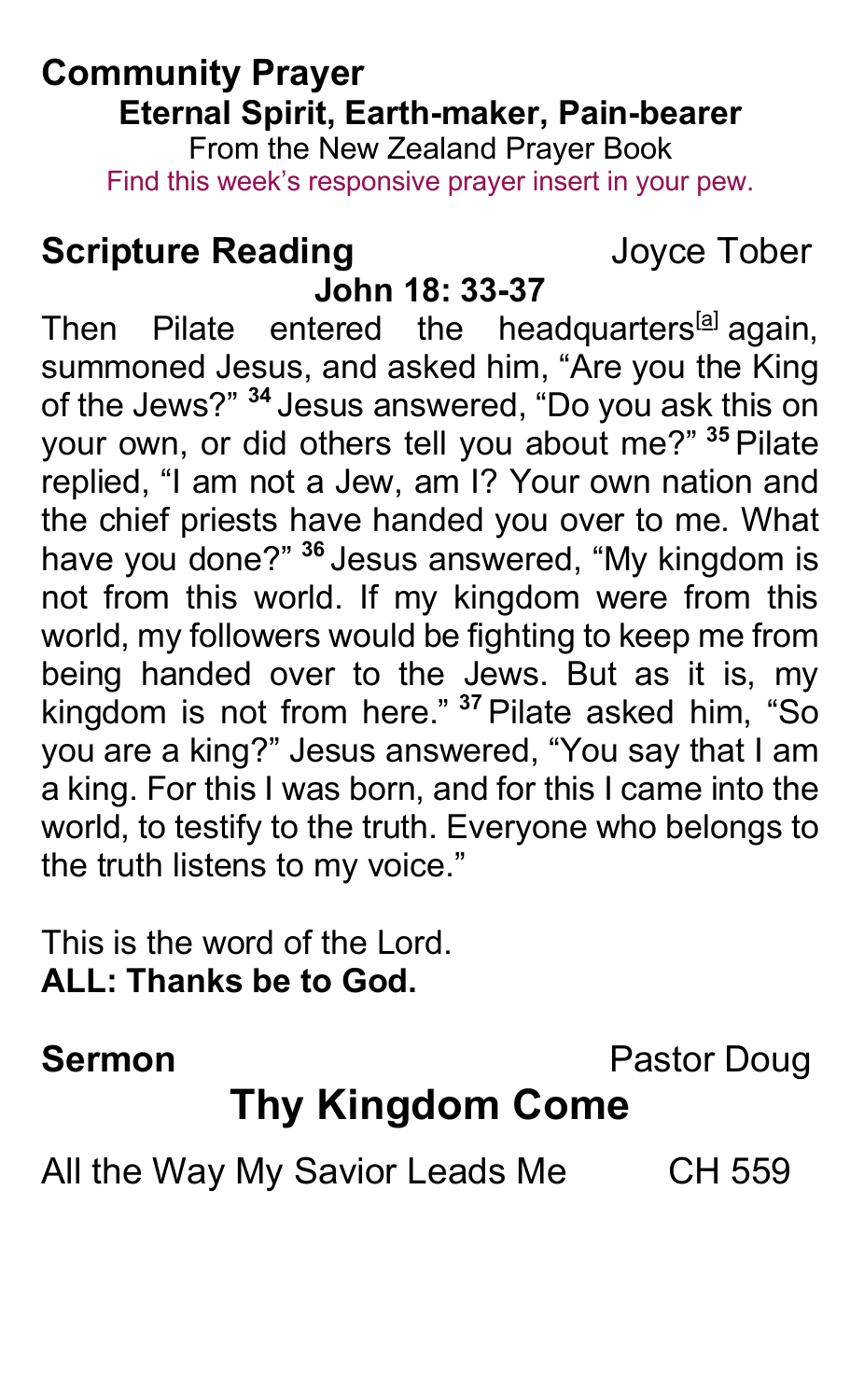## Community Prayer

**Eternal Spirit, Earth-maker, Pain-bearer**

From the New Zealand Prayer Book

Find this week's responsive prayer insert in your pew.

## Scripture Reading — Joyce Tober

**John 18: 33-37**

Then Pilate entered the headquarters[a] again, summoned Jesus, and asked him, "Are you the King of the Jews?" **34** Jesus answered, "Do you ask this on your own, or did others tell you about me?" **35** Pilate replied, "I am not a Jew, am I? Your own nation and the chief priests have handed you over to me. What have you done?" **36** Jesus answered, "My kingdom is not from this world. If my kingdom were from this world, my followers would be fighting to keep me from being handed over to the Jews. But as it is, my kingdom is not from here." **37** Pilate asked him, "So you are a king?" Jesus answered, "You say that I am a king. For this I was born, and for this I came into the world, to testify to the truth. Everyone who belongs to the truth listens to my voice."

This is the word of the Lord.
**ALL: Thanks be to God.**

## Sermon — Pastor Doug

# Thy Kingdom Come

All the Way My Savior Leads Me — CH 559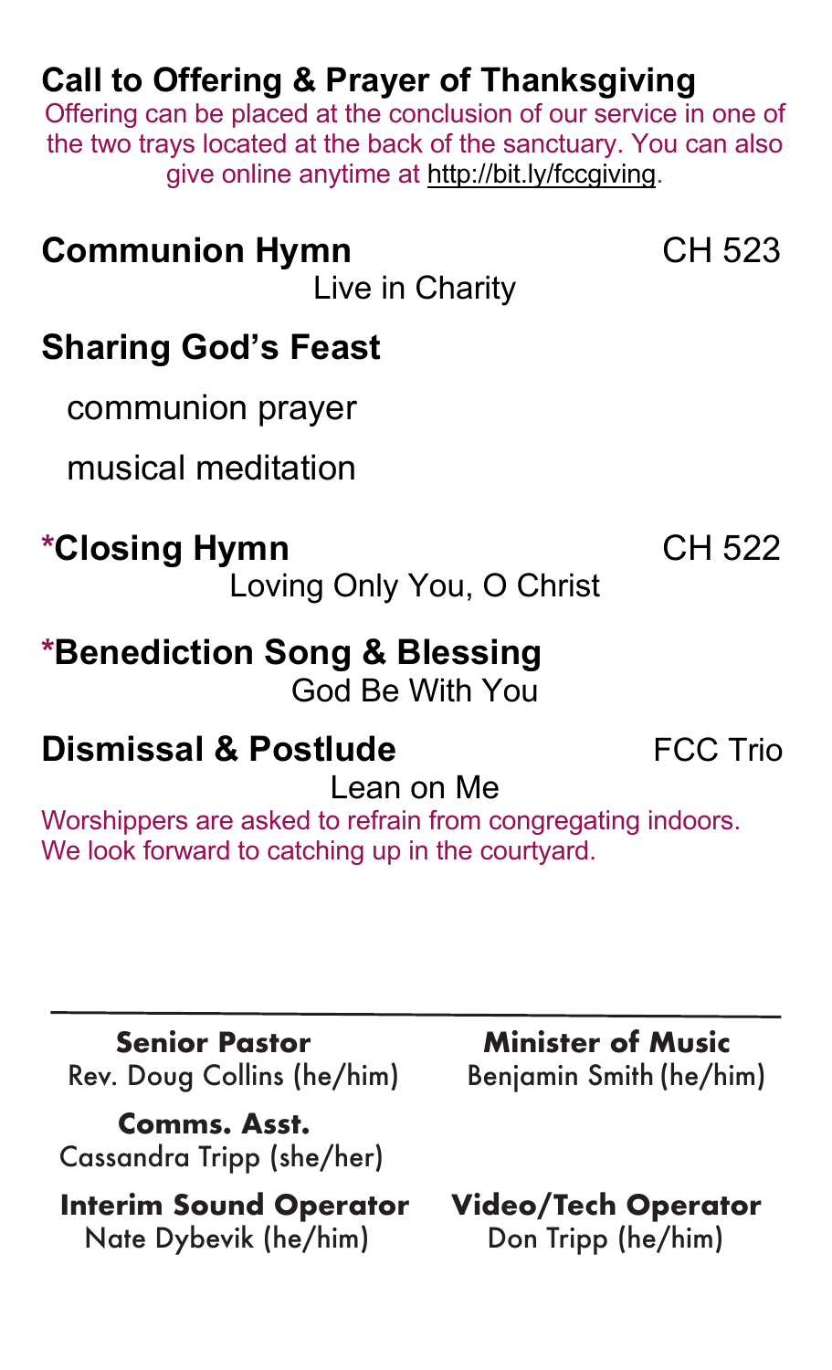## Call to Offering & Prayer of Thanksgiving

Offering can be placed at the conclusion of our service in one of the two trays located at the back of the sanctuary. You can also give online anytime at http://bit.ly/fccgiving.

## Communion Hymn CH 523

Live in Charity

## Sharing God's Feast

communion prayer

musical meditation

## *Closing Hymn CH 522

Loving Only You, O Christ

## *Benediction Song & Blessing

God Be With You

## Dismissal & Postlude FCC Trio

Lean on Me

Worshippers are asked to refrain from congregating indoors. We look forward to catching up in the courtyard.

---

**Senior Pastor**
Rev. Doug Collins (he/him)

**Minister of Music**
Benjamin Smith (he/him)

**Comms. Asst.**
Cassandra Tripp (she/her)

**Interim Sound Operator**
Nate Dybevik (he/him)

**Video/Tech Operator**
Don Tripp (he/him)